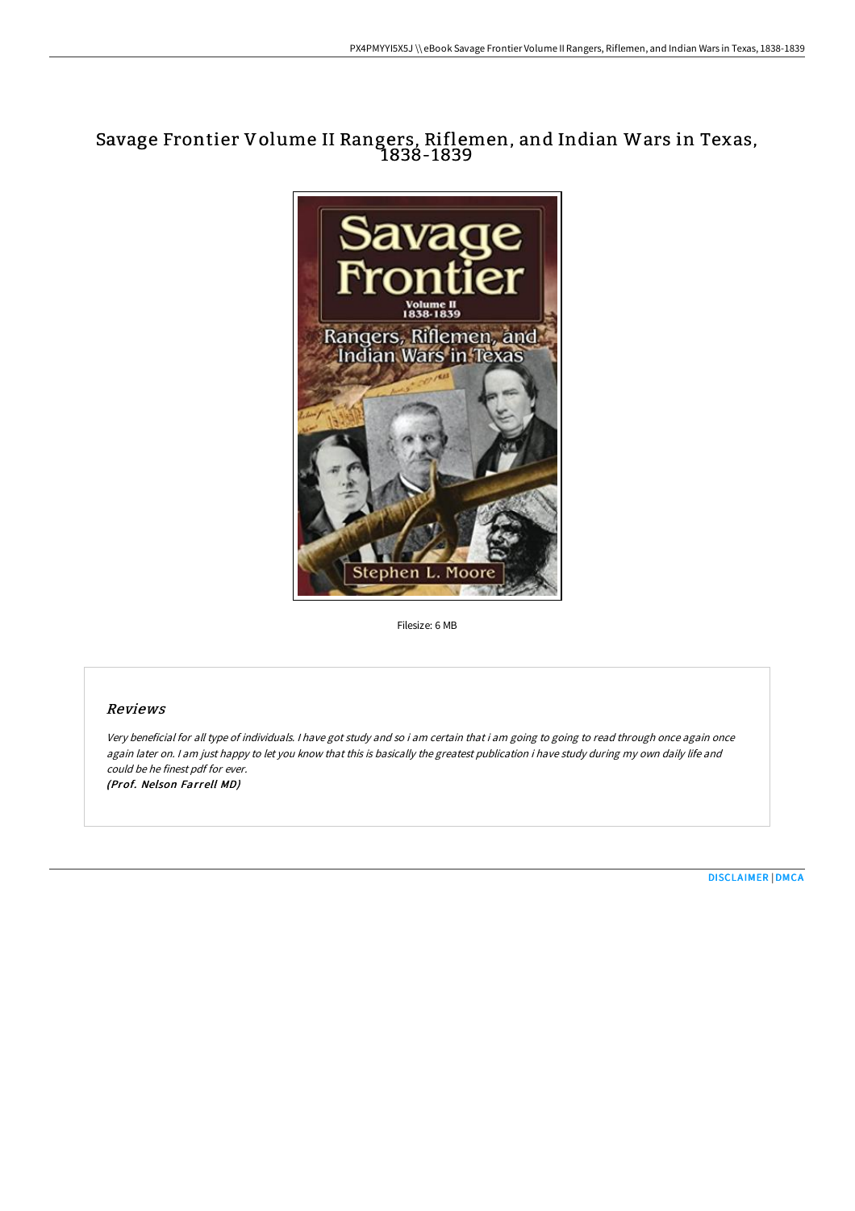# Savage Frontier Volume II Rangers, Riflemen, and Indian Wars in Texas, 1838-1839

Filesize: 6 MB

## Reviews

*Very beneficial for all type of individuals. I have got study and so i am certain that i am going to going to read through once again once again later on. I am just happy to let you know that this is basically the greatest publication i have study during my own daily life and could be he finest pdf for ever.*

***(Prof. Nelson Farrell MD)***

DISCLAIMER | DMCA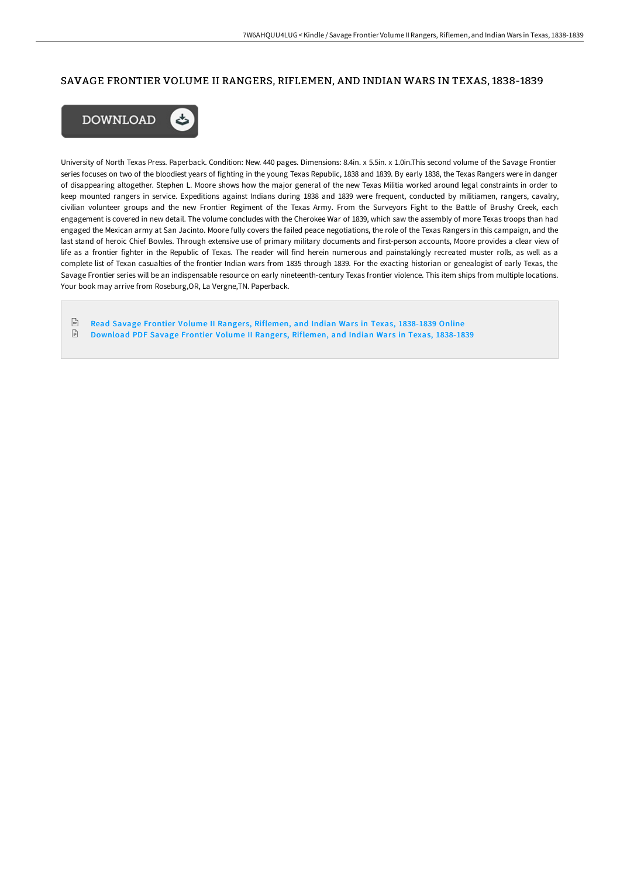# SAVAGE FRONTIER VOLUME II RANGERS, RIFLEMEN, AND INDIAN WARS IN TEXAS, 1838-1839

DOWNLOAD

University of North Texas Press. Paperback. Condition: New. 440 pages. Dimensions: 8.4in. x 5.5in. x 1.0in.This second volume of the Savage Frontier series focuses on two of the bloodiest years of fighting in the young Texas Republic, 1838 and 1839. By early 1838, the Texas Rangers were in danger of disappearing altogether. Stephen L. Moore shows how the major general of the new Texas Militia worked around legal constraints in order to keep mounted rangers in service. Expeditions against Indians during 1838 and 1839 were frequent, conducted by militiamen, rangers, cavalry, civilian volunteer groups and the new Frontier Regiment of the Texas Army. From the Surveyors Fight to the Battle of Brushy Creek, each engagement is covered in new detail. The volume concludes with the Cherokee War of 1839, which saw the assembly of more Texas troops than had engaged the Mexican army at San Jacinto. Moore fully covers the failed peace negotiations, the role of the Texas Rangers in this campaign, and the last stand of heroic Chief Bowles. Through extensive use of primary military documents and first-person accounts, Moore provides a clear view of life as a frontier fighter in the Republic of Texas. The reader will find herein numerous and painstakingly recreated muster rolls, as well as a complete list of Texan casualties of the frontier Indian wars from 1835 through 1839. For the exacting historian or genealogist of early Texas, the Savage Frontier series will be an indispensable resource on early nineteenth-century Texas frontier violence. This item ships from multiple locations. Your book may arrive from Roseburg,OR, La Vergne,TN. Paperback.

- Read Savage Frontier Volume II Rangers, Riflemen, and Indian Wars in Texas, 1838-1839 Online
- Download PDF Savage Frontier Volume II Rangers, Riflemen, and Indian Wars in Texas, 1838-1839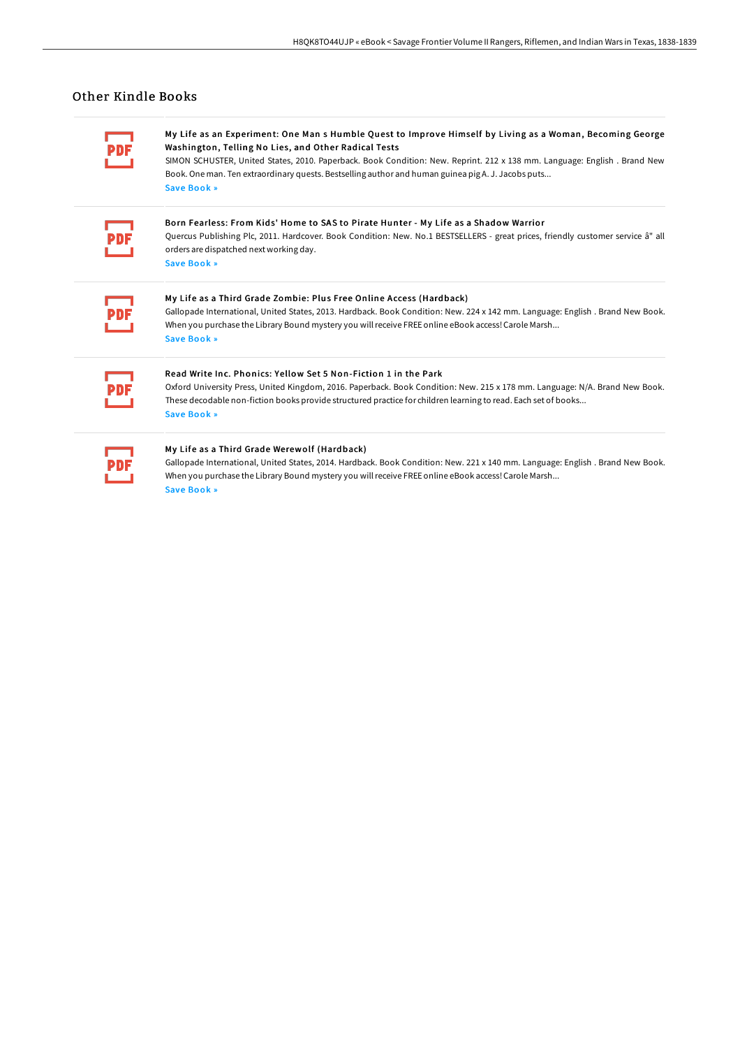## Other Kindle Books

**My Life as an Experiment: One Man s Humble Quest to Improve Himself by Living as a Woman, Becoming George Washington, Telling No Lies, and Other Radical Tests**

SIMON SCHUSTER, United States, 2010. Paperback. Book Condition: New. Reprint. 212 x 138 mm. Language: English . Brand New Book. One man. Ten extraordinary quests. Bestselling author and human guinea pig A. J. Jacobs puts...

Save Book »

**Born Fearless: From Kids' Home to SAS to Pirate Hunter - My Life as a Shadow Warrior**

Quercus Publishing Plc, 2011. Hardcover. Book Condition: New. No.1 BESTSELLERS - great prices, friendly customer service â" all orders are dispatched next working day.

Save Book »

**My Life as a Third Grade Zombie: Plus Free Online Access (Hardback)**

Gallopade International, United States, 2013. Hardback. Book Condition: New. 224 x 142 mm. Language: English . Brand New Book. When you purchase the Library Bound mystery you will receive FREE online eBook access! Carole Marsh...

Save Book »

**Read Write Inc. Phonics: Yellow Set 5 Non-Fiction 1 in the Park**

Oxford University Press, United Kingdom, 2016. Paperback. Book Condition: New. 215 x 178 mm. Language: N/A. Brand New Book. These decodable non-fiction books provide structured practice for children learning to read. Each set of books...

Save Book »

**My Life as a Third Grade Werewolf (Hardback)**

Gallopade International, United States, 2014. Hardback. Book Condition: New. 221 x 140 mm. Language: English . Brand New Book. When you purchase the Library Bound mystery you will receive FREE online eBook access! Carole Marsh...

Save Book »